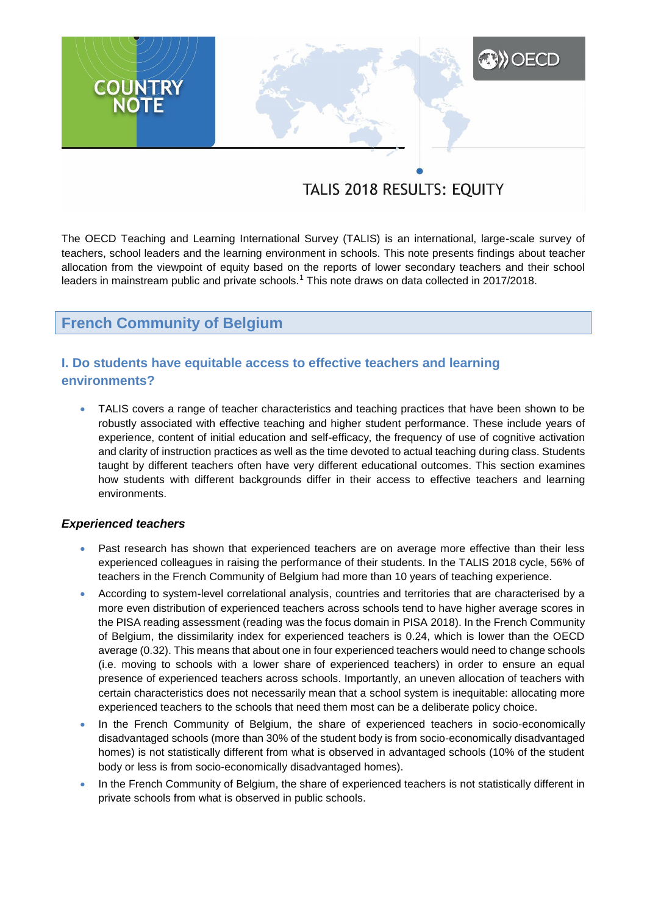COUNTRY NOTE

# TALIS 2018 RESULTS: EQUITY

The OECD Teaching and Learning International Survey (TALIS) is an international, large-scale survey of teachers, school leaders and the learning environment in schools. This note presents findings about teacher allocation from the viewpoint of equity based on the reports of lower secondary teachers and their school leaders in mainstream public and private schools.[1] This note draws on data collected in 2017/2018.

## French Community of Belgium

### I. Do students have equitable access to effective teachers and learning environments?

- TALIS covers a range of teacher characteristics and teaching practices that have been shown to be robustly associated with effective teaching and higher student performance. These include years of experience, content of initial education and self-efficacy, the frequency of use of cognitive activation and clarity of instruction practices as well as the time devoted to actual teaching during class. Students taught by different teachers often have very different educational outcomes. This section examines how students with different backgrounds differ in their access to effective teachers and learning environments.

#### *Experienced teachers*

- Past research has shown that experienced teachers are on average more effective than their less experienced colleagues in raising the performance of their students. In the TALIS 2018 cycle, 56% of teachers in the French Community of Belgium had more than 10 years of teaching experience.
- According to system-level correlational analysis, countries and territories that are characterised by a more even distribution of experienced teachers across schools tend to have higher average scores in the PISA reading assessment (reading was the focus domain in PISA 2018). In the French Community of Belgium, the dissimilarity index for experienced teachers is 0.24, which is lower than the OECD average (0.32). This means that about one in four experienced teachers would need to change schools (i.e. moving to schools with a lower share of experienced teachers) in order to ensure an equal presence of experienced teachers across schools. Importantly, an uneven allocation of teachers with certain characteristics does not necessarily mean that a school system is inequitable: allocating more experienced teachers to the schools that need them most can be a deliberate policy choice.
- In the French Community of Belgium, the share of experienced teachers in socio-economically disadvantaged schools (more than 30% of the student body is from socio-economically disadvantaged homes) is not statistically different from what is observed in advantaged schools (10% of the student body or less is from socio-economically disadvantaged homes).
- In the French Community of Belgium, the share of experienced teachers is not statistically different in private schools from what is observed in public schools.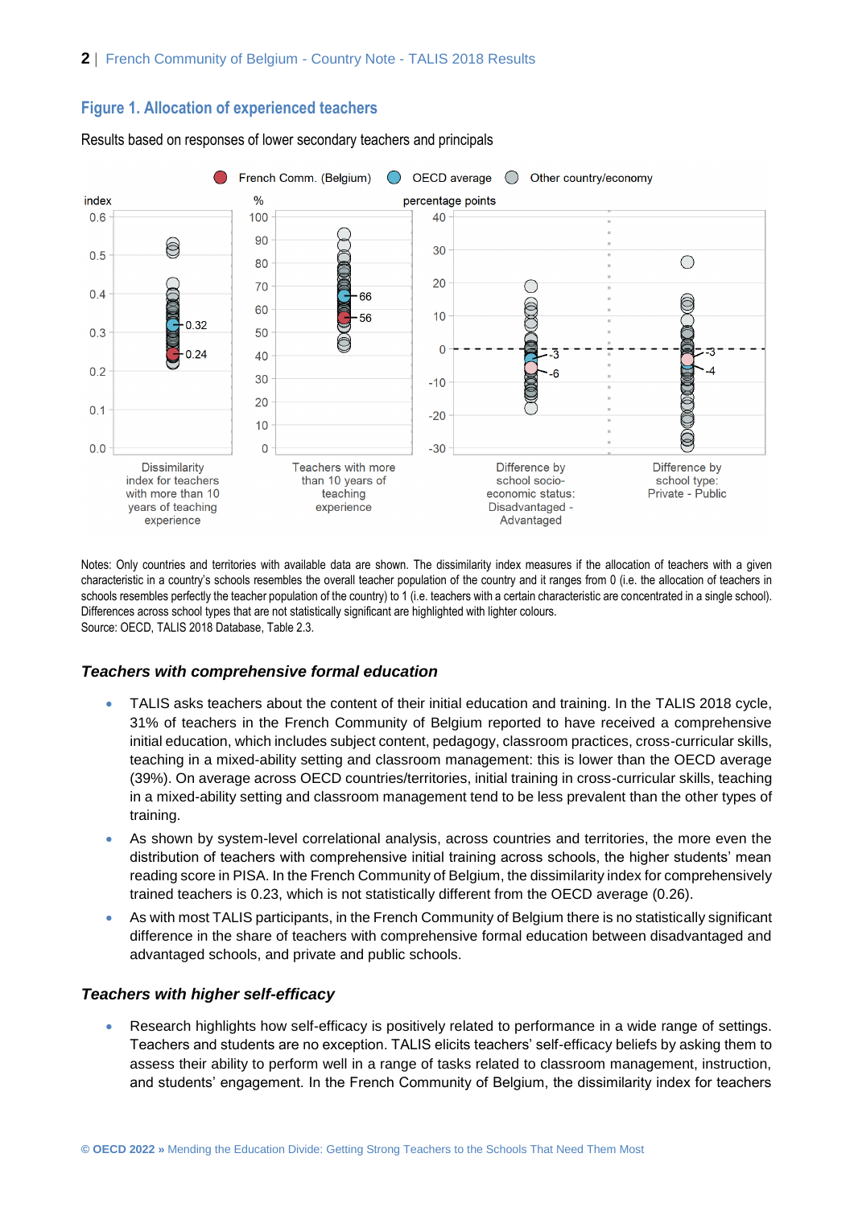## Figure 1. Allocation of experienced teachers

Results based on responses of lower secondary teachers and principals

Notes: Only countries and territories with available data are shown. The dissimilarity index measures if the allocation of teachers with a given characteristic in a country's schools resembles the overall teacher population of the country and it ranges from 0 (i.e. the allocation of teachers in schools resembles perfectly the teacher population of the country) to 1 (i.e. teachers with a certain characteristic are concentrated in a single school). Differences across school types that are not statistically significant are highlighted with lighter colours.
Source: OECD, TALIS 2018 Database, Table 2.3.

### *Teachers with comprehensive formal education*

- TALIS asks teachers about the content of their initial education and training. In the TALIS 2018 cycle, 31% of teachers in the French Community of Belgium reported to have received a comprehensive initial education, which includes subject content, pedagogy, classroom practices, cross-curricular skills, teaching in a mixed-ability setting and classroom management: this is lower than the OECD average (39%). On average across OECD countries/territories, initial training in cross-curricular skills, teaching in a mixed-ability setting and classroom management tend to be less prevalent than the other types of training.
- As shown by system-level correlational analysis, across countries and territories, the more even the distribution of teachers with comprehensive initial training across schools, the higher students' mean reading score in PISA. In the French Community of Belgium, the dissimilarity index for comprehensively trained teachers is 0.23, which is not statistically different from the OECD average (0.26).
- As with most TALIS participants, in the French Community of Belgium there is no statistically significant difference in the share of teachers with comprehensive formal education between disadvantaged and advantaged schools, and private and public schools.

### *Teachers with higher self-efficacy*

- Research highlights how self-efficacy is positively related to performance in a wide range of settings. Teachers and students are no exception. TALIS elicits teachers' self-efficacy beliefs by asking them to assess their ability to perform well in a range of tasks related to classroom management, instruction, and students' engagement. In the French Community of Belgium, the dissimilarity index for teachers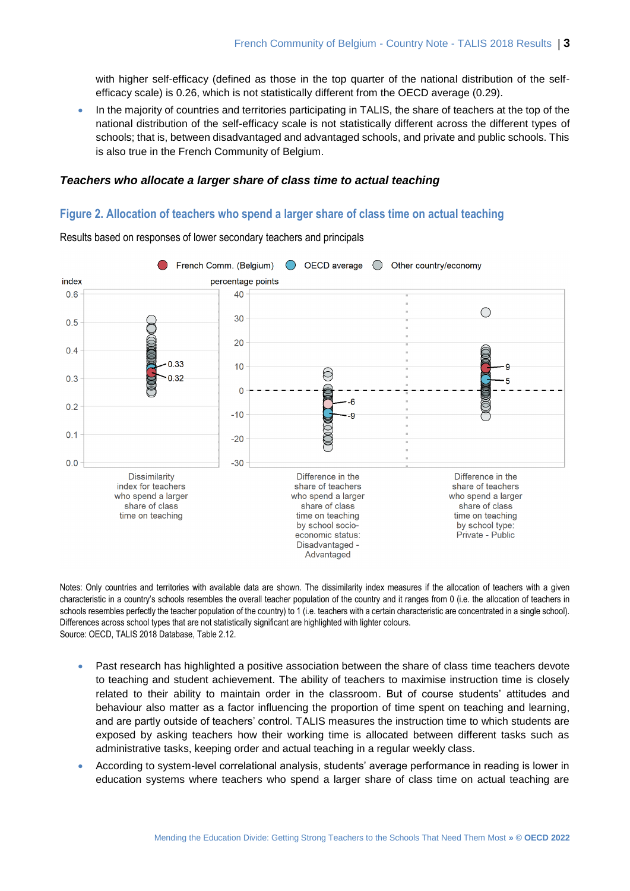with higher self-efficacy (defined as those in the top quarter of the national distribution of the self-efficacy scale) is 0.26, which is not statistically different from the OECD average (0.29).

- In the majority of countries and territories participating in TALIS, the share of teachers at the top of the national distribution of the self-efficacy scale is not statistically different across the different types of schools; that is, between disadvantaged and advantaged schools, and private and public schools. This is also true in the French Community of Belgium.

### *Teachers who allocate a larger share of class time to actual teaching*

## Figure 2. Allocation of teachers who spend a larger share of class time on actual teaching

Results based on responses of lower secondary teachers and principals

French Comm. (Belgium) | OECD average | Other country/economy

index | percentage points

Dissimilarity index for teachers who spend a larger share of class time on teaching: French Comm. (Belgium) 0.33; OECD average 0.32

Difference in the share of teachers who spend a larger share of class time on teaching by school socio-economic status: Disadvantaged - Advantaged: French Comm. (Belgium) -6; OECD average -9

Difference in the share of teachers who spend a larger share of class time on teaching by school type: Private - Public: French Comm. (Belgium) 9; OECD average 5

Notes: Only countries and territories with available data are shown. The dissimilarity index measures if the allocation of teachers with a given characteristic in a country's schools resembles the overall teacher population of the country and it ranges from 0 (i.e. the allocation of teachers in schools resembles perfectly the teacher population of the country) to 1 (i.e. teachers with a certain characteristic are concentrated in a single school). Differences across school types that are not statistically significant are highlighted with lighter colours.
Source: OECD, TALIS 2018 Database, Table 2.12.

- Past research has highlighted a positive association between the share of class time teachers devote to teaching and student achievement. The ability of teachers to maximise instruction time is closely related to their ability to maintain order in the classroom. But of course students' attitudes and behaviour also matter as a factor influencing the proportion of time spent on teaching and learning, and are partly outside of teachers' control. TALIS measures the instruction time to which students are exposed by asking teachers how their working time is allocated between different tasks such as administrative tasks, keeping order and actual teaching in a regular weekly class.
- According to system-level correlational analysis, students' average performance in reading is lower in education systems where teachers who spend a larger share of class time on actual teaching are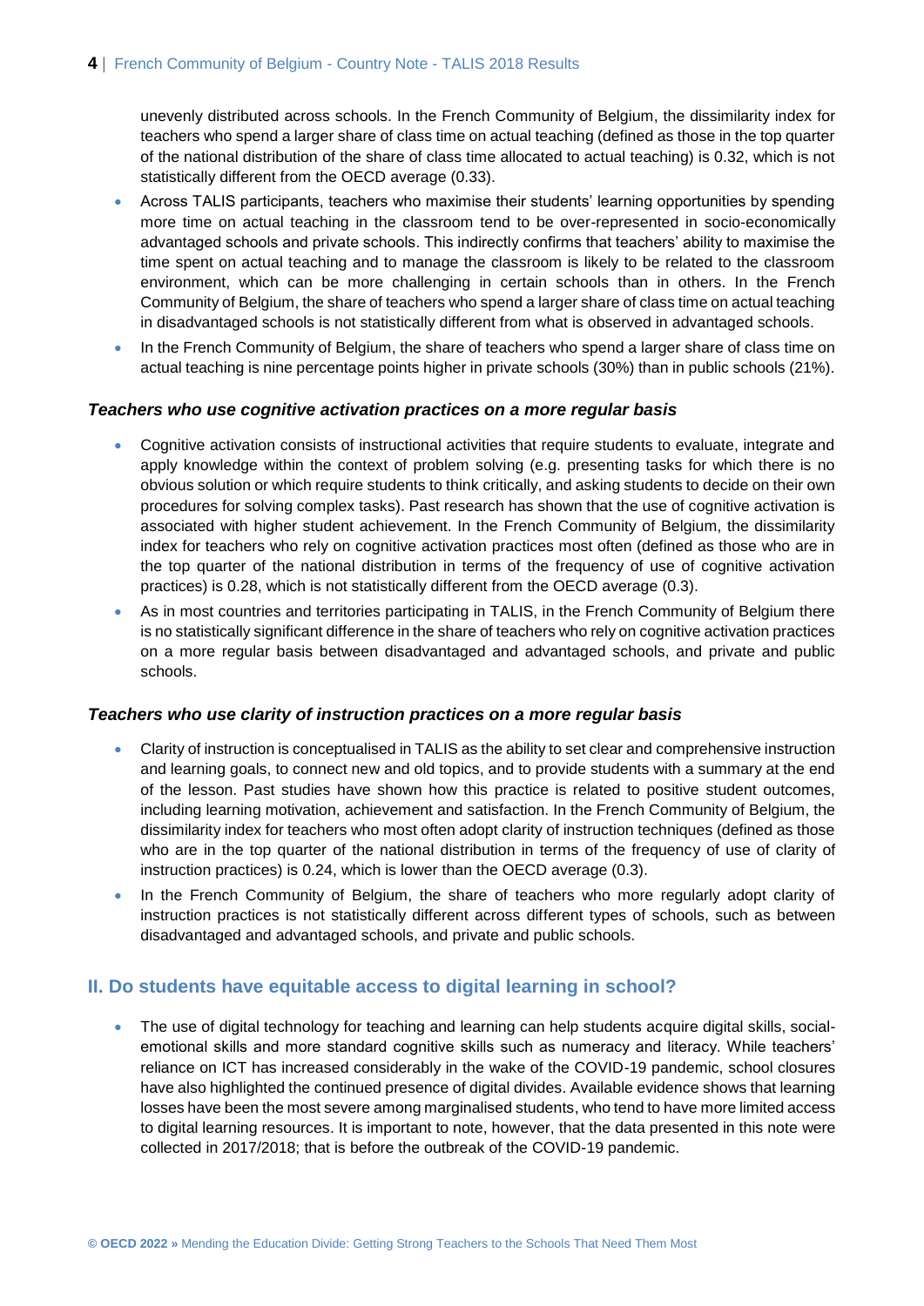unevenly distributed across schools. In the French Community of Belgium, the dissimilarity index for teachers who spend a larger share of class time on actual teaching (defined as those in the top quarter of the national distribution of the share of class time allocated to actual teaching) is 0.32, which is not statistically different from the OECD average (0.33).

- Across TALIS participants, teachers who maximise their students' learning opportunities by spending more time on actual teaching in the classroom tend to be over-represented in socio-economically advantaged schools and private schools. This indirectly confirms that teachers' ability to maximise the time spent on actual teaching and to manage the classroom is likely to be related to the classroom environment, which can be more challenging in certain schools than in others. In the French Community of Belgium, the share of teachers who spend a larger share of class time on actual teaching in disadvantaged schools is not statistically different from what is observed in advantaged schools.
- In the French Community of Belgium, the share of teachers who spend a larger share of class time on actual teaching is nine percentage points higher in private schools (30%) than in public schools (21%).

### *Teachers who use cognitive activation practices on a more regular basis*

- Cognitive activation consists of instructional activities that require students to evaluate, integrate and apply knowledge within the context of problem solving (e.g. presenting tasks for which there is no obvious solution or which require students to think critically, and asking students to decide on their own procedures for solving complex tasks). Past research has shown that the use of cognitive activation is associated with higher student achievement. In the French Community of Belgium, the dissimilarity index for teachers who rely on cognitive activation practices most often (defined as those who are in the top quarter of the national distribution in terms of the frequency of use of cognitive activation practices) is 0.28, which is not statistically different from the OECD average (0.3).
- As in most countries and territories participating in TALIS, in the French Community of Belgium there is no statistically significant difference in the share of teachers who rely on cognitive activation practices on a more regular basis between disadvantaged and advantaged schools, and private and public schools.

### *Teachers who use clarity of instruction practices on a more regular basis*

- Clarity of instruction is conceptualised in TALIS as the ability to set clear and comprehensive instruction and learning goals, to connect new and old topics, and to provide students with a summary at the end of the lesson. Past studies have shown how this practice is related to positive student outcomes, including learning motivation, achievement and satisfaction. In the French Community of Belgium, the dissimilarity index for teachers who most often adopt clarity of instruction techniques (defined as those who are in the top quarter of the national distribution in terms of the frequency of use of clarity of instruction practices) is 0.24, which is lower than the OECD average (0.3).
- In the French Community of Belgium, the share of teachers who more regularly adopt clarity of instruction practices is not statistically different across different types of schools, such as between disadvantaged and advantaged schools, and private and public schools.

## II. Do students have equitable access to digital learning in school?

- The use of digital technology for teaching and learning can help students acquire digital skills, social-emotional skills and more standard cognitive skills such as numeracy and literacy. While teachers' reliance on ICT has increased considerably in the wake of the COVID-19 pandemic, school closures have also highlighted the continued presence of digital divides. Available evidence shows that learning losses have been the most severe among marginalised students, who tend to have more limited access to digital learning resources. It is important to note, however, that the data presented in this note were collected in 2017/2018; that is before the outbreak of the COVID-19 pandemic.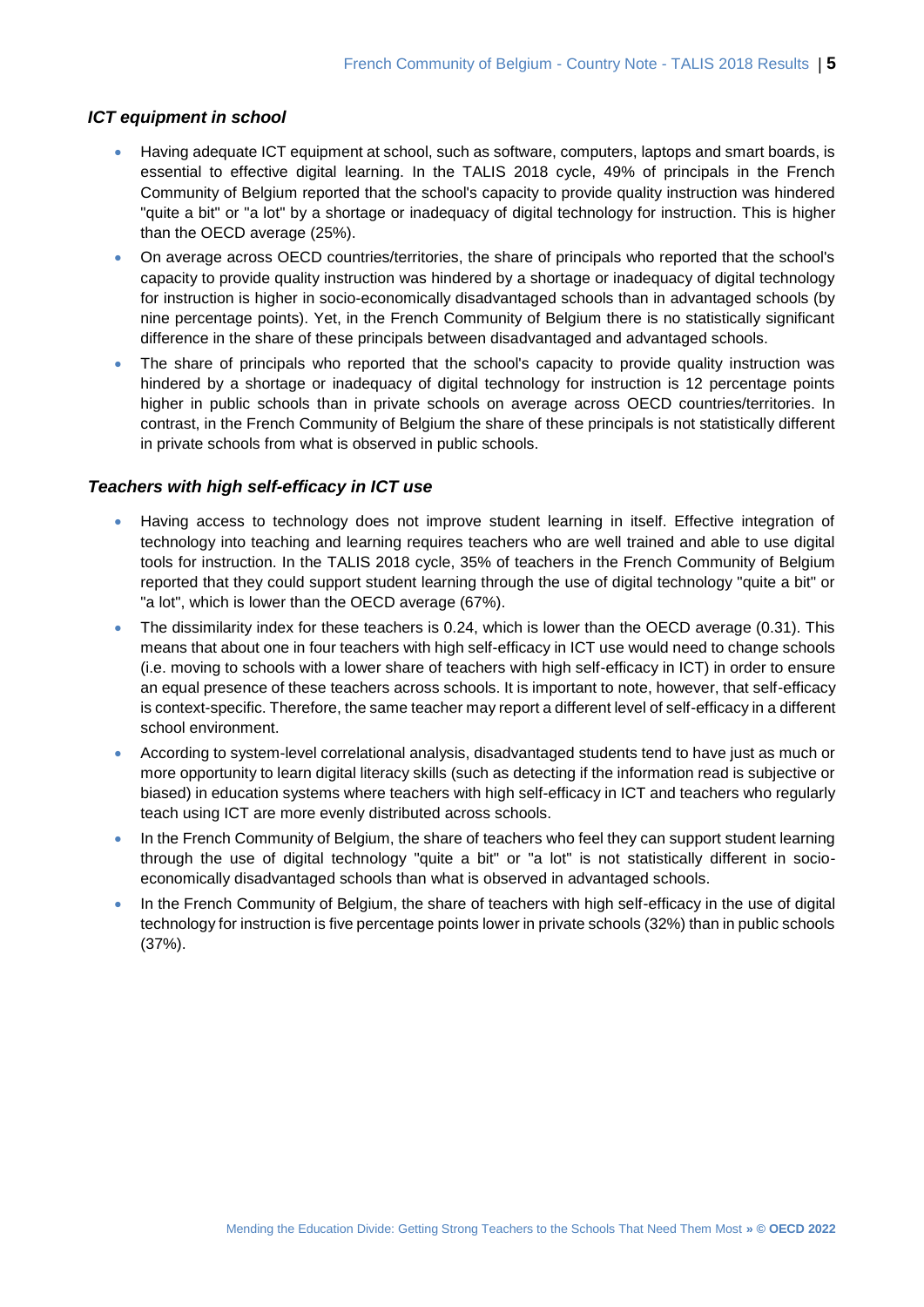### *ICT equipment in school*

- Having adequate ICT equipment at school, such as software, computers, laptops and smart boards, is essential to effective digital learning. In the TALIS 2018 cycle, 49% of principals in the French Community of Belgium reported that the school's capacity to provide quality instruction was hindered "quite a bit" or "a lot" by a shortage or inadequacy of digital technology for instruction. This is higher than the OECD average (25%).
- On average across OECD countries/territories, the share of principals who reported that the school's capacity to provide quality instruction was hindered by a shortage or inadequacy of digital technology for instruction is higher in socio-economically disadvantaged schools than in advantaged schools (by nine percentage points). Yet, in the French Community of Belgium there is no statistically significant difference in the share of these principals between disadvantaged and advantaged schools.
- The share of principals who reported that the school's capacity to provide quality instruction was hindered by a shortage or inadequacy of digital technology for instruction is 12 percentage points higher in public schools than in private schools on average across OECD countries/territories. In contrast, in the French Community of Belgium the share of these principals is not statistically different in private schools from what is observed in public schools.

### *Teachers with high self-efficacy in ICT use*

- Having access to technology does not improve student learning in itself. Effective integration of technology into teaching and learning requires teachers who are well trained and able to use digital tools for instruction. In the TALIS 2018 cycle, 35% of teachers in the French Community of Belgium reported that they could support student learning through the use of digital technology "quite a bit" or "a lot", which is lower than the OECD average (67%).
- The dissimilarity index for these teachers is 0.24, which is lower than the OECD average (0.31). This means that about one in four teachers with high self-efficacy in ICT use would need to change schools (i.e. moving to schools with a lower share of teachers with high self-efficacy in ICT) in order to ensure an equal presence of these teachers across schools. It is important to note, however, that self-efficacy is context-specific. Therefore, the same teacher may report a different level of self-efficacy in a different school environment.
- According to system-level correlational analysis, disadvantaged students tend to have just as much or more opportunity to learn digital literacy skills (such as detecting if the information read is subjective or biased) in education systems where teachers with high self-efficacy in ICT and teachers who regularly teach using ICT are more evenly distributed across schools.
- In the French Community of Belgium, the share of teachers who feel they can support student learning through the use of digital technology "quite a bit" or "a lot" is not statistically different in socio-economically disadvantaged schools than what is observed in advantaged schools.
- In the French Community of Belgium, the share of teachers with high self-efficacy in the use of digital technology for instruction is five percentage points lower in private schools (32%) than in public schools (37%).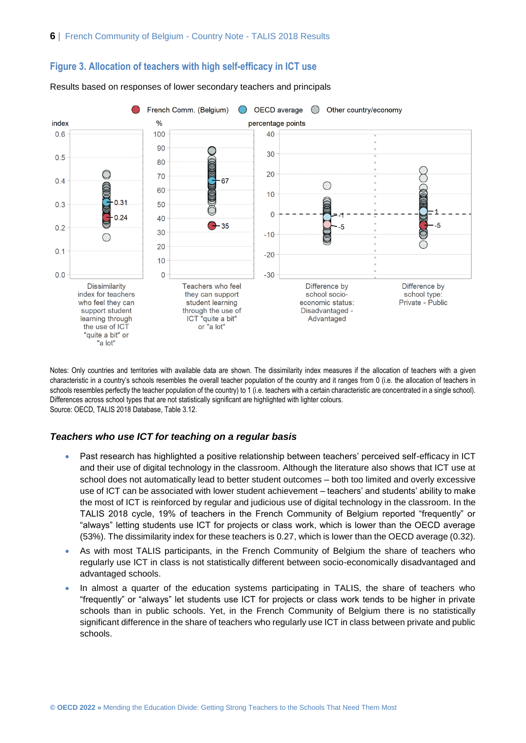## Figure 3. Allocation of teachers with high self-efficacy in ICT use

Results based on responses of lower secondary teachers and principals

Notes: Only countries and territories with available data are shown. The dissimilarity index measures if the allocation of teachers with a given characteristic in a country's schools resembles the overall teacher population of the country and it ranges from 0 (i.e. the allocation of teachers in schools resembles perfectly the teacher population of the country) to 1 (i.e. teachers with a certain characteristic are concentrated in a single school). Differences across school types that are not statistically significant are highlighted with lighter colours.
Source: OECD, TALIS 2018 Database, Table 3.12.

### *Teachers who use ICT for teaching on a regular basis*

- Past research has highlighted a positive relationship between teachers' perceived self-efficacy in ICT and their use of digital technology in the classroom. Although the literature also shows that ICT use at school does not automatically lead to better student outcomes – both too limited and overly excessive use of ICT can be associated with lower student achievement – teachers' and students' ability to make the most of ICT is reinforced by regular and judicious use of digital technology in the classroom. In the TALIS 2018 cycle, 19% of teachers in the French Community of Belgium reported "frequently" or "always" letting students use ICT for projects or class work, which is lower than the OECD average (53%). The dissimilarity index for these teachers is 0.27, which is lower than the OECD average (0.32).
- As with most TALIS participants, in the French Community of Belgium the share of teachers who regularly use ICT in class is not statistically different between socio-economically disadvantaged and advantaged schools.
- In almost a quarter of the education systems participating in TALIS, the share of teachers who "frequently" or "always" let students use ICT for projects or class work tends to be higher in private schools than in public schools. Yet, in the French Community of Belgium there is no statistically significant difference in the share of teachers who regularly use ICT in class between private and public schools.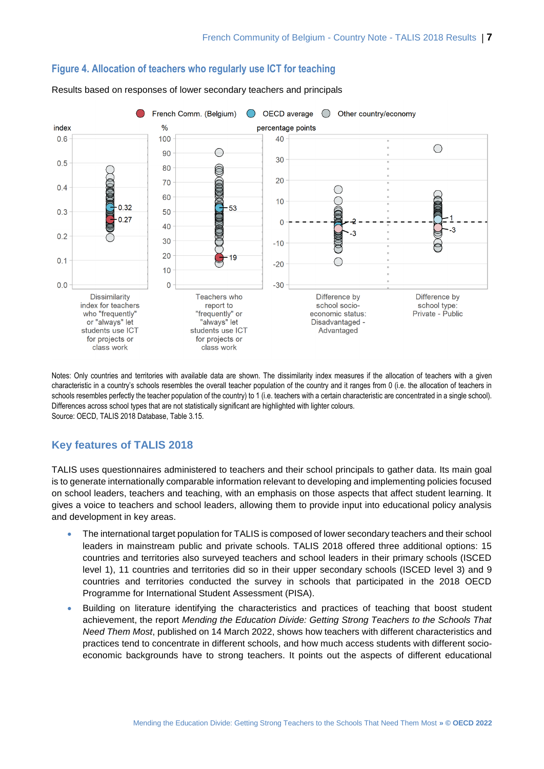## Figure 4. Allocation of teachers who regularly use ICT for teaching

Results based on responses of lower secondary teachers and principals

Notes: Only countries and territories with available data are shown. The dissimilarity index measures if the allocation of teachers with a given characteristic in a country's schools resembles the overall teacher population of the country and it ranges from 0 (i.e. the allocation of teachers in schools resembles perfectly the teacher population of the country) to 1 (i.e. teachers with a certain characteristic are concentrated in a single school). Differences across school types that are not statistically significant are highlighted with lighter colours.

Source: OECD, TALIS 2018 Database, Table 3.15.

## Key features of TALIS 2018

TALIS uses questionnaires administered to teachers and their school principals to gather data. Its main goal is to generate internationally comparable information relevant to developing and implementing policies focused on school leaders, teachers and teaching, with an emphasis on those aspects that affect student learning. It gives a voice to teachers and school leaders, allowing them to provide input into educational policy analysis and development in key areas.

- The international target population for TALIS is composed of lower secondary teachers and their school leaders in mainstream public and private schools. TALIS 2018 offered three additional options: 15 countries and territories also surveyed teachers and school leaders in their primary schools (ISCED level 1), 11 countries and territories did so in their upper secondary schools (ISCED level 3) and 9 countries and territories conducted the survey in schools that participated in the 2018 OECD Programme for International Student Assessment (PISA).
- Building on literature identifying the characteristics and practices of teaching that boost student achievement, the report *Mending the Education Divide: Getting Strong Teachers to the Schools That Need Them Most*, published on 14 March 2022, shows how teachers with different characteristics and practices tend to concentrate in different schools, and how much access students with different socio-economic backgrounds have to strong teachers. It points out the aspects of different educational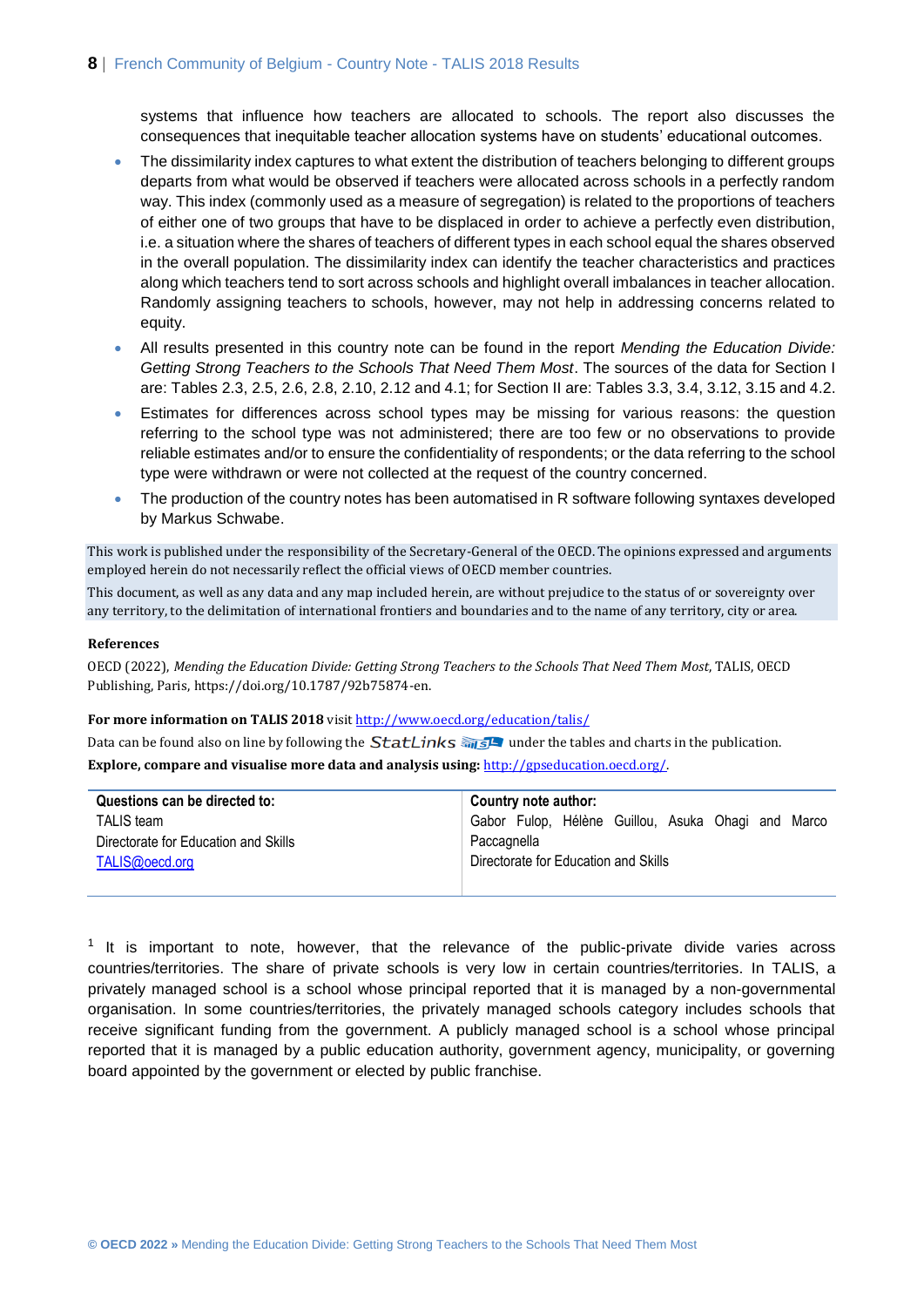systems that influence how teachers are allocated to schools. The report also discusses the consequences that inequitable teacher allocation systems have on students' educational outcomes.

- The dissimilarity index captures to what extent the distribution of teachers belonging to different groups departs from what would be observed if teachers were allocated across schools in a perfectly random way. This index (commonly used as a measure of segregation) is related to the proportions of teachers of either one of two groups that have to be displaced in order to achieve a perfectly even distribution, i.e. a situation where the shares of teachers of different types in each school equal the shares observed in the overall population. The dissimilarity index can identify the teacher characteristics and practices along which teachers tend to sort across schools and highlight overall imbalances in teacher allocation. Randomly assigning teachers to schools, however, may not help in addressing concerns related to equity.
- All results presented in this country note can be found in the report *Mending the Education Divide: Getting Strong Teachers to the Schools That Need Them Most*. The sources of the data for Section I are: Tables 2.3, 2.5, 2.6, 2.8, 2.10, 2.12 and 4.1; for Section II are: Tables 3.3, 3.4, 3.12, 3.15 and 4.2.
- Estimates for differences across school types may be missing for various reasons: the question referring to the school type was not administered; there are too few or no observations to provide reliable estimates and/or to ensure the confidentiality of respondents; or the data referring to the school type were withdrawn or were not collected at the request of the country concerned.
- The production of the country notes has been automatised in R software following syntaxes developed by Markus Schwabe.

This work is published under the responsibility of the Secretary-General of the OECD. The opinions expressed and arguments employed herein do not necessarily reflect the official views of OECD member countries.

This document, as well as any data and any map included herein, are without prejudice to the status of or sovereignty over any territory, to the delimitation of international frontiers and boundaries and to the name of any territory, city or area.

**References**

OECD (2022), *Mending the Education Divide: Getting Strong Teachers to the Schools That Need Them Most*, TALIS, OECD Publishing, Paris, https://doi.org/10.1787/92b75874-en.

**For more information on TALIS 2018** visit http://www.oecd.org/education/talis/

Data can be found also on line by following the StatLinks under the tables and charts in the publication.

**Explore, compare and visualise more data and analysis using:** http://gpseducation.oecd.org/.

| **Questions can be directed to:** | **Country note author:** |
|---|---|
| TALIS team<br>Directorate for Education and Skills<br>TALIS@oecd.org | Gabor Fulop, Hélène Guillou, Asuka Ohagi and Marco Paccagnella<br>Directorate for Education and Skills |

[1] It is important to note, however, that the relevance of the public-private divide varies across countries/territories. The share of private schools is very low in certain countries/territories. In TALIS, a privately managed school is a school whose principal reported that it is managed by a non-governmental organisation. In some countries/territories, the privately managed schools category includes schools that receive significant funding from the government. A publicly managed school is a school whose principal reported that it is managed by a public education authority, government agency, municipality, or governing board appointed by the government or elected by public franchise.